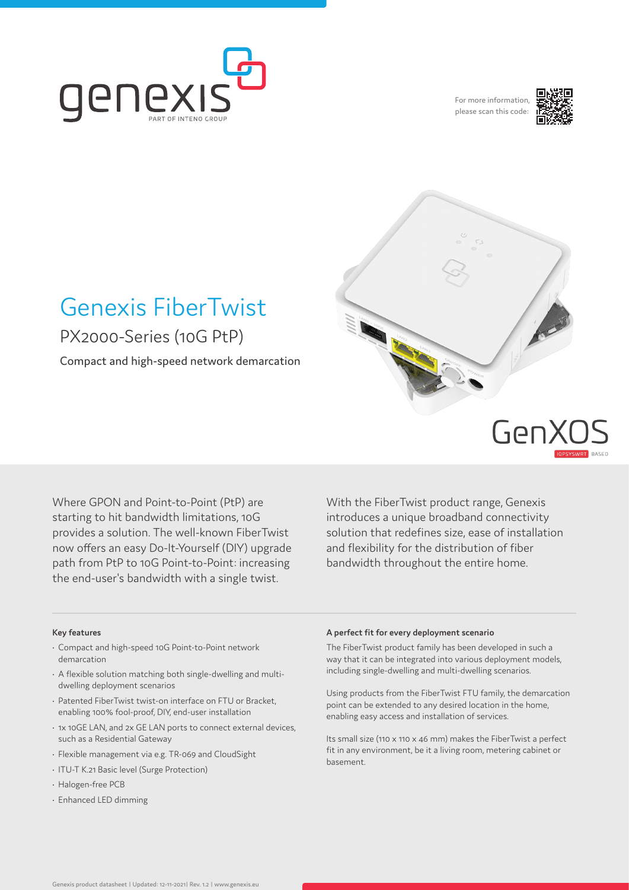For more information, please scan this code:

# Genexis FiberTwist

## PX2000-Series (10G PtP)

Compact and high-speed network demarcation

GenXOS

IOPSYSWRT BASED

Where GPON and Point-to-Point (PtP) are starting to hit bandwidth limitations, 10G provides a solution. The well-known FiberTwist now offers an easy Do-It-Yourself (DIY) upgrade path from PtP to 10G Point-to-Point: increasing the end-user's bandwidth with a single twist.

With the FiberTwist product range, Genexis introduces a unique broadband connectivity solution that redefines size, ease of installation and flexibility for the distribution of fiber bandwidth throughout the entire home.

### Key features

- Compact and high-speed 10G Point-to-Point network demarcation
- A flexible solution matching both single-dwelling and multi-dwelling deployment scenarios
- Patented FiberTwist twist-on interface on FTU or Bracket, enabling 100% fool-proof, DIY, end-user installation
- 1x 10GE LAN, and 2x GE LAN ports to connect external devices, such as a Residential Gateway
- Flexible management via e.g. TR-069 and CloudSight
- ITU-T K.21 Basic level (Surge Protection)
- Halogen-free PCB
- Enhanced LED dimming

### A perfect fit for every deployment scenario

The FiberTwist product family has been developed in such a way that it can be integrated into various deployment models, including single-dwelling and multi-dwelling scenarios.

Using products from the FiberTwist FTU family, the demarcation point can be extended to any desired location in the home, enabling easy access and installation of services.

Its small size (110 x 110 x 46 mm) makes the FiberTwist a perfect fit in any environment, be it a living room, metering cabinet or basement.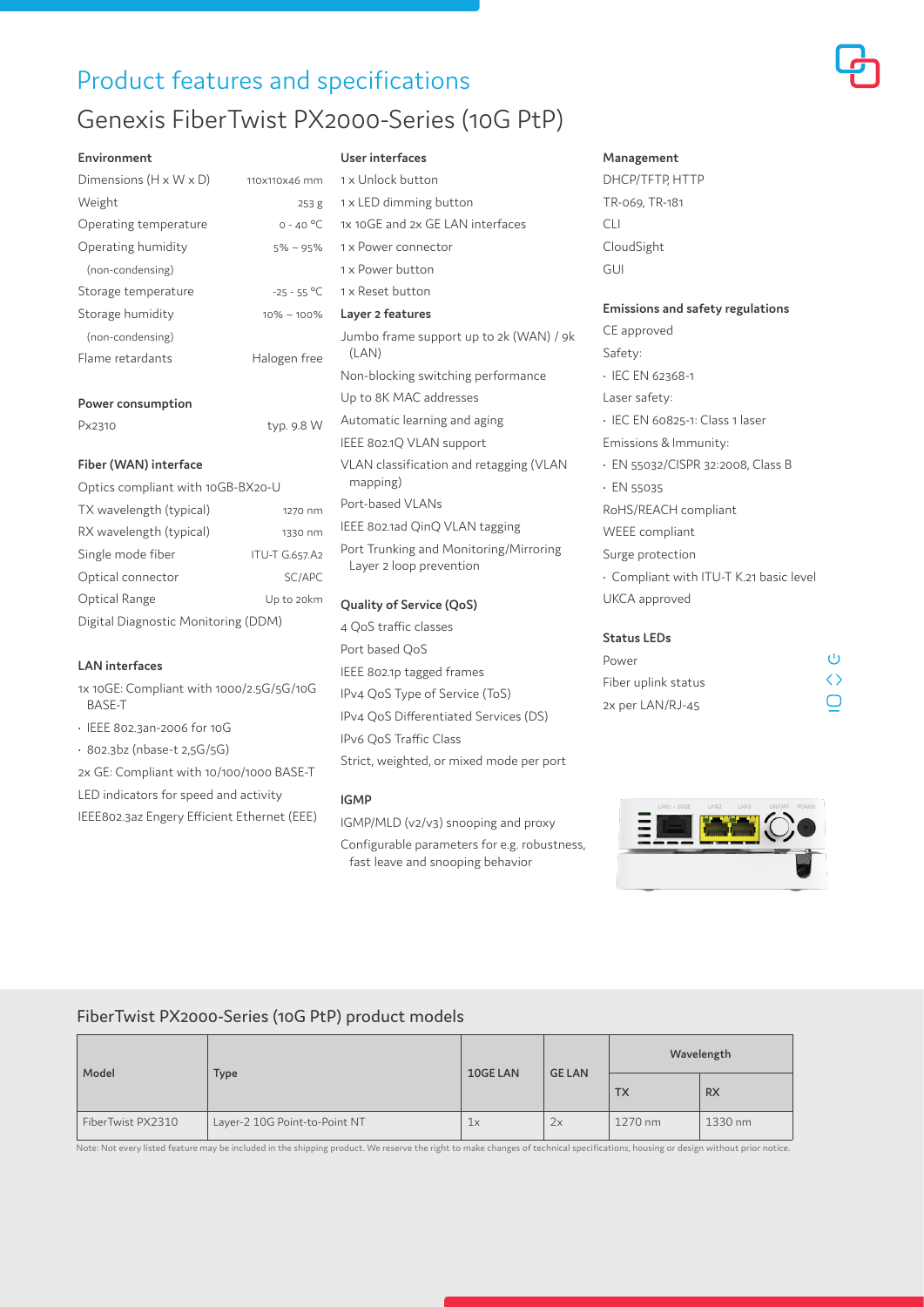// Product features and specifications

# Genexis FiberTwist PX2000-Series (10G PtP)

### Environment

| | |
|---|---|
| Dimensions (H x W x D) | 110x110x46 mm |
| Weight | 253 g |
| Operating temperature | 0 - 40 °C |
| Operating humidity (non-condensing) | 5% ~ 95% |
| Storage temperature | -25 - 55 °C |
| Storage humidity (non-condensing) | 10% ~ 100% |
| Flame retardants | Halogen free |

### Power consumption

| | |
|---|---|
| Px2310 | typ. 9.8 W |

### Fiber (WAN) interface

Optics compliant with 10GB-BX20-U

| | |
|---|---|
| TX wavelength (typical) | 1270 nm |
| RX wavelength (typical) | 1330 nm |
| Single mode fiber | ITU-T G.657.A2 |
| Optical connector | SC/APC |
| Optical Range | Up to 20km |

Digital Diagnostic Monitoring (DDM)

### LAN interfaces

1x 10GE: Compliant with 1000/2.5G/5G/10G BASE-T

- IEEE 802.3an-2006 for 10G
- 802.3bz (nbase-t 2,5G/5G)

2x GE: Compliant with 10/100/1000 BASE-T

LED indicators for speed and activity

IEEE802.3az Engery Efficient Ethernet (EEE)

### User interfaces

1 x Unlock button

1 x LED dimming button

1x 10GE and 2x GE LAN interfaces

1 x Power connector

1 x Power button

1 x Reset button

### Layer 2 features

Jumbo frame support up to 2k (WAN) / 9k (LAN)

Non-blocking switching performance

Up to 8K MAC addresses

Automatic learning and aging

IEEE 802.1Q VLAN support

VLAN classification and retagging (VLAN mapping)

Port-based VLANs

IEEE 802.1ad QinQ VLAN tagging

Port Trunking and Monitoring/Mirroring Layer 2 loop prevention

### Quality of Service (QoS)

4 QoS traffic classes

Port based QoS

IEEE 802.1p tagged frames

IPv4 QoS Type of Service (ToS)

IPv4 QoS Differentiated Services (DS)

IPv6 QoS Traffic Class

Strict, weighted, or mixed mode per port

### IGMP

IGMP/MLD (v2/v3) snooping and proxy

Configurable parameters for e.g. robustness, fast leave and snooping behavior

### Management

DHCP/TFTP, HTTP

TR-069, TR-181

CLI

CloudSight

GUI

### Emissions and safety regulations

CE approved

Safety:

- IEC EN 62368-1

Laser safety:

- IEC EN 60825-1: Class 1 laser

Emissions & Immunity:

- EN 55032/CISPR 32:2008, Class B
- EN 55035

RoHS/REACH compliant

WEEE compliant

Surge protection

- Compliant with ITU-T K.21 basic level

UKCA approved

### Status LEDs

Power

Fiber uplink status

2x per LAN/RJ-45

LAN1 - 10GE LAN2 LAN3 ON/OFF POWER

## FiberTwist PX2000-Series (10G PtP) product models

| Model | Type | 10GE LAN | GE LAN | Wavelength | |
|---|---|---|---|---|---|
| | | | | TX | RX |
| FiberTwist PX2310 | Layer-2 10G Point-to-Point NT | 1x | 2x | 1270 nm | 1330 nm |

Note: Not every listed feature may be included in the shipping product. We reserve the right to make changes of technical specifications, housing or design without prior notice.